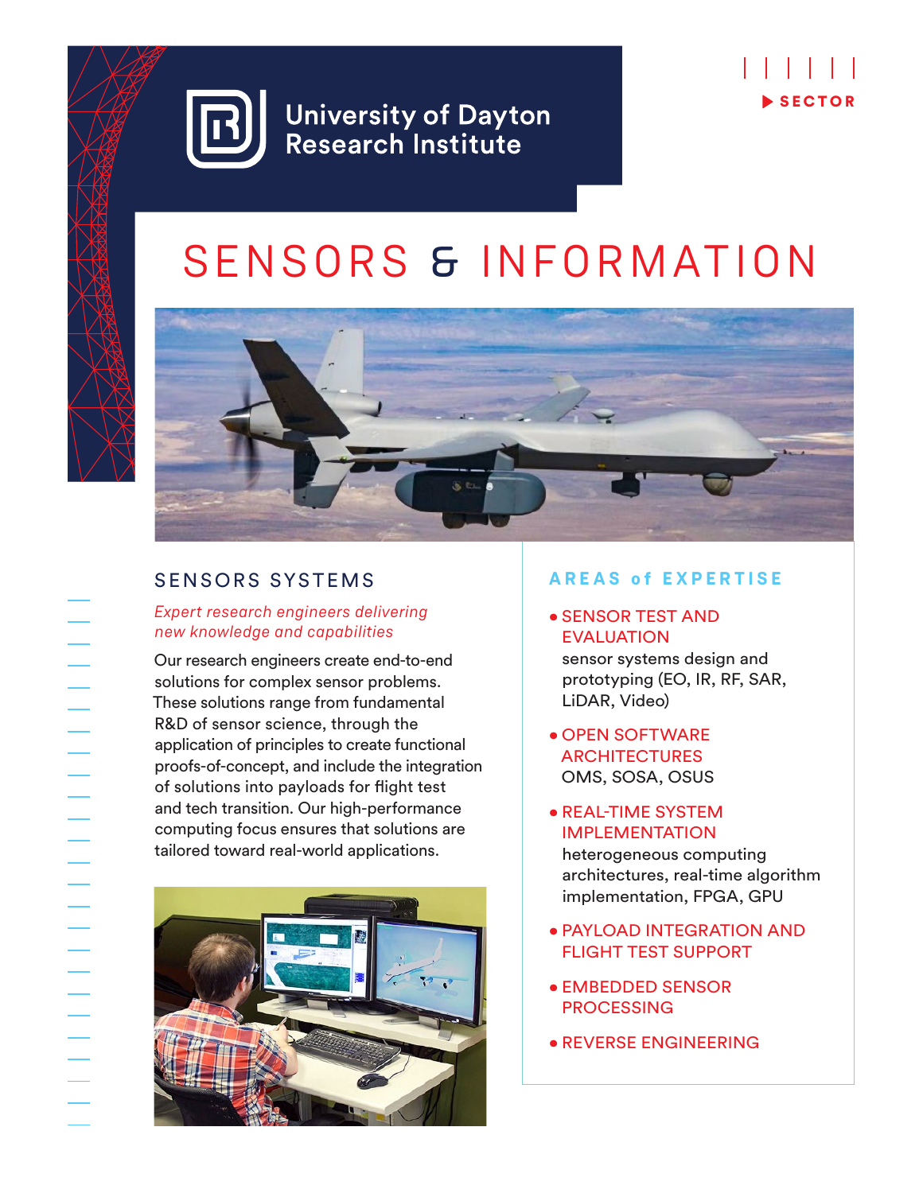University of Dayton Research Institute

SECTOR

# SENSORS & INFORMATION

## SENSORS SYSTEMS

*Expert research engineers delivering new knowledge and capabilities*

Our research engineers create end-to-end solutions for complex sensor problems. These solutions range from fundamental R&D of sensor science, through the application of principles to create functional proofs-of-concept, and include the integration of solutions into payloads for flight test and tech transition. Our high-performance computing focus ensures that solutions are tailored toward real-world applications.

## AREAS of EXPERTISE

- **SENSOR TEST AND EVALUATION**
  sensor systems design and prototyping (EO, IR, RF, SAR, LiDAR, Video)
- **OPEN SOFTWARE ARCHITECTURES**
  OMS, SOSA, OSUS
- **REAL-TIME SYSTEM IMPLEMENTATION**
  heterogeneous computing architectures, real-time algorithm implementation, FPGA, GPU
- **PAYLOAD INTEGRATION AND FLIGHT TEST SUPPORT**
- **EMBEDDED SENSOR PROCESSING**
- **REVERSE ENGINEERING**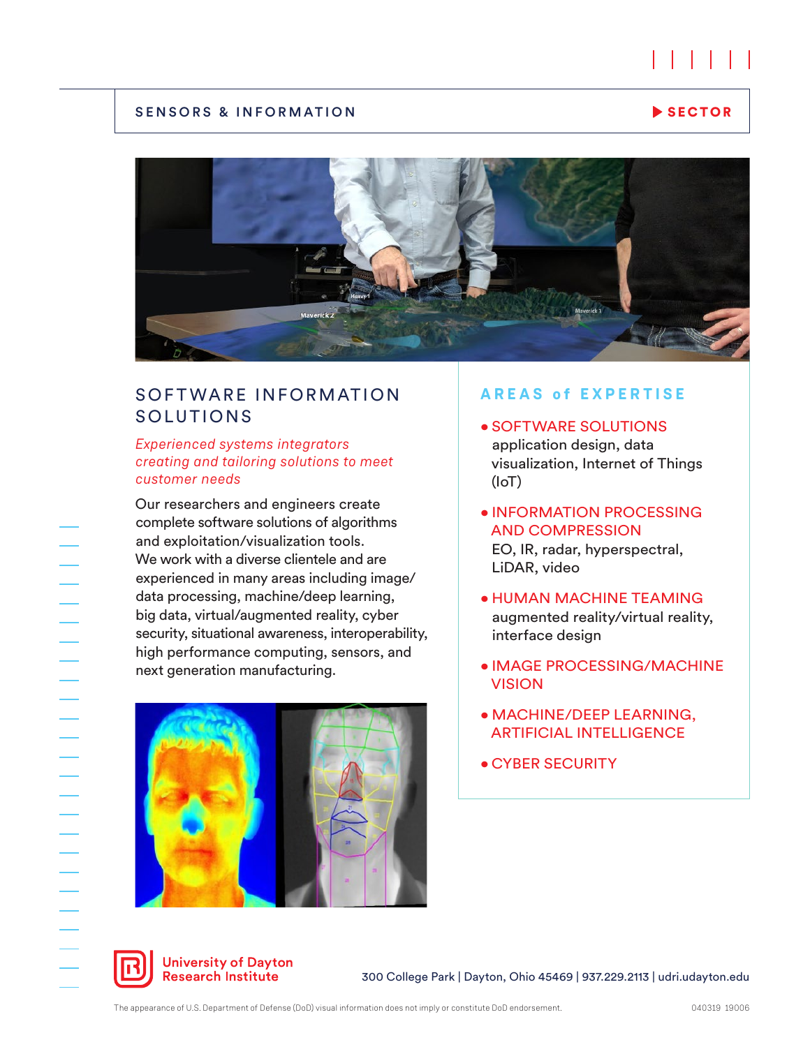SENSORS & INFORMATION

▶ SECTOR

## SOFTWARE INFORMATION SOLUTIONS

*Experienced systems integrators creating and tailoring solutions to meet customer needs*

Our researchers and engineers create complete software solutions of algorithms and exploitation/visualization tools. We work with a diverse clientele and are experienced in many areas including image/data processing, machine/deep learning, big data, virtual/augmented reality, cyber security, situational awareness, interoperability, high performance computing, sensors, and next generation manufacturing.

### AREAS of EXPERTISE

- **SOFTWARE SOLUTIONS**
  application design, data visualization, Internet of Things (IoT)
- **INFORMATION PROCESSING AND COMPRESSION**
  EO, IR, radar, hyperspectral, LiDAR, video
- **HUMAN MACHINE TEAMING**
  augmented reality/virtual reality, interface design
- **IMAGE PROCESSING/MACHINE VISION**
- **MACHINE/DEEP LEARNING, ARTIFICIAL INTELLIGENCE**
- **CYBER SECURITY**

University of Dayton Research Institute

300 College Park | Dayton, Ohio 45469 | 937.229.2113 | udri.udayton.edu

The appearance of U.S. Department of Defense (DoD) visual information does not imply or constitute DoD endorsement.

040319 19006